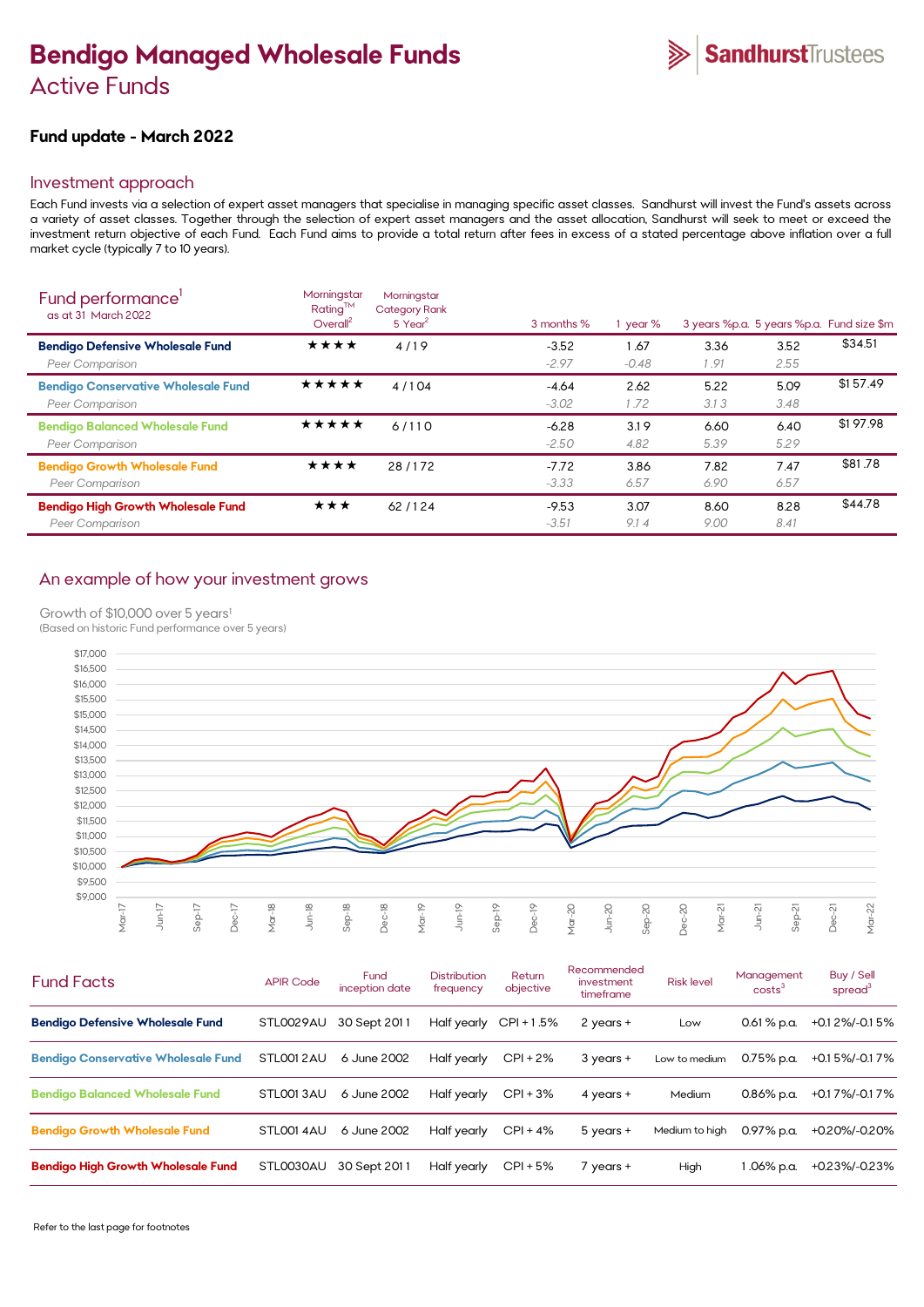# Bendigo Managed Wholesale Funds

## Active Funds

SandhurstTrustees

### Fund update - March 2022

## Investment approach

Each Fund invests via a selection of expert asset managers that specialise in managing specific asset classes. Sandhurst will invest the Fund's assets across a variety of asset classes. Together through the selection of expert asset managers and the asset allocation, Sandhurst will seek to meet or exceed the investment return objective of each Fund. Each Fund aims to provide a total return after fees in excess of a stated percentage above inflation over a full market cycle (typically 7 to 10 years).

| Fund performance[1] as at 31 March 2022 | Morningstar Rating™ Overall[2] | Morningstar Category Rank 5 Year[2] | 3 months % | 1 year % | 3 years %p.a. | 5 years %p.a. | Fund size $m |
|---|---|---|---|---|---|---|---|
| **Bendigo Defensive Wholesale Fund** | ★★★★ | 4 / 19 | -3.52 | 1.67 | 3.36 | 3.52 | $34.51 |
| *Peer Comparison* | | | *-2.97* | *-0.48* | *1.91* | *2.55* | |
| **Bendigo Conservative Wholesale Fund** | ★★★★★ | 4 / 104 | -4.64 | 2.62 | 5.22 | 5.09 | $157.49 |
| *Peer Comparison* | | | *-3.02* | *1.72* | *3.13* | *3.48* | |
| **Bendigo Balanced Wholesale Fund** | ★★★★★ | 6 / 110 | -6.28 | 3.19 | 6.60 | 6.40 | $197.98 |
| *Peer Comparison* | | | *-2.50* | *4.82* | *5.39* | *5.29* | |
| **Bendigo Growth Wholesale Fund** | ★★★★ | 28 / 172 | -7.72 | 3.86 | 7.82 | 7.47 | $81.78 |
| *Peer Comparison* | | | *-3.33* | *6.57* | *6.90* | *6.57* | |
| **Bendigo High Growth Wholesale Fund** | ★★★ | 62 / 124 | -9.53 | 3.07 | 8.60 | 8.28 | $44.78 |
| *Peer Comparison* | | | *-3.51* | *9.14* | *9.00* | *8.41* | |

## An example of how your investment grows

Growth of $10,000 over 5 years[1]
(Based on historic Fund performance over 5 years)

## Fund Facts

| | APIR Code | Fund inception date | Distribution frequency | Return objective | Recommended investment timeframe | Risk level | Management costs[3] | Buy / Sell spread[3] |
|---|---|---|---|---|---|---|---|---|
| **Bendigo Defensive Wholesale Fund** | STL0029AU | 30 Sept 2011 | Half yearly | CPI + 1.5% | 2 years + | Low | 0.61 % p.a. | +0.12%/-0.15% |
| **Bendigo Conservative Wholesale Fund** | STL0012AU | 6 June 2002 | Half yearly | CPI + 2% | 3 years + | Low to medium | 0.75% p.a. | +0.15%/-0.17% |
| **Bendigo Balanced Wholesale Fund** | STL0013AU | 6 June 2002 | Half yearly | CPI + 3% | 4 years + | Medium | 0.86% p.a. | +0.17%/-0.17% |
| **Bendigo Growth Wholesale Fund** | STL0014AU | 6 June 2002 | Half yearly | CPI + 4% | 5 years + | Medium to high | 0.97% p.a. | +0.20%/-0.20% |
| **Bendigo High Growth Wholesale Fund** | STL0030AU | 30 Sept 2011 | Half yearly | CPI + 5% | 7 years + | High | 1.06% p.a. | +0.23%/-0.23% |

Refer to the last page for footnotes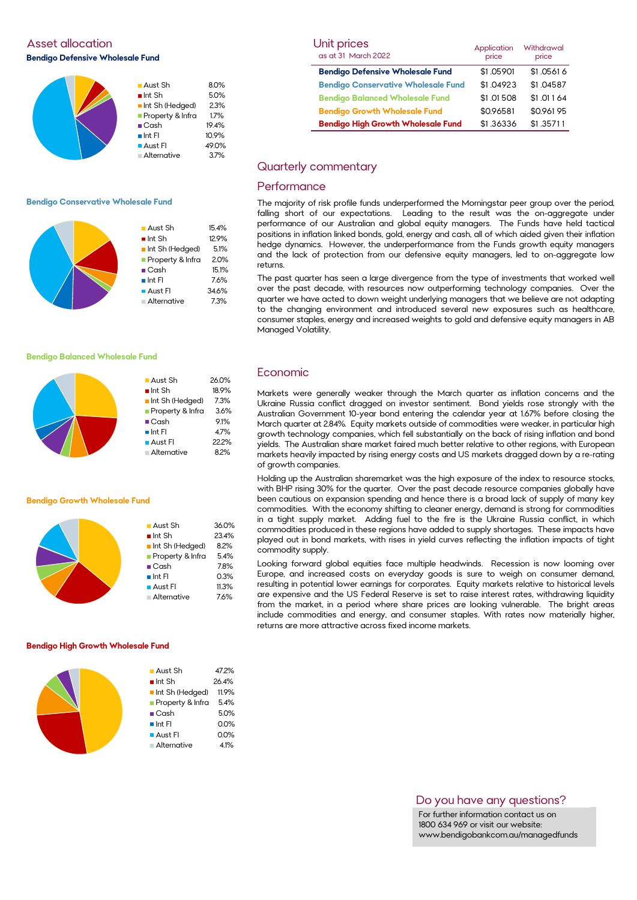## Asset allocation

### Bendigo Defensive Wholesale Fund

| Asset | Allocation |
|---|---|
| Aust Sh | 8.0% |
| Int Sh | 5.0% |
| Int Sh (Hedged) | 2.3% |
| Property & Infra | 1.7% |
| Cash | 19.4% |
| Int FI | 10.9% |
| Aust FI | 49.0% |
| Alternative | 3.7% |

### Bendigo Conservative Wholesale Fund

| Asset | Allocation |
|---|---|
| Aust Sh | 15.4% |
| Int Sh | 12.9% |
| Int Sh (Hedged) | 5.1% |
| Property & Infra | 2.0% |
| Cash | 15.1% |
| Int FI | 7.6% |
| Aust FI | 34.6% |
| Alternative | 7.3% |

### Bendigo Balanced Wholesale Fund

| Asset | Allocation |
|---|---|
| Aust Sh | 26.0% |
| Int Sh | 18.9% |
| Int Sh (Hedged) | 7.3% |
| Property & Infra | 3.6% |
| Cash | 9.1% |
| Int FI | 4.7% |
| Aust FI | 22.2% |
| Alternative | 8.2% |

### Bendigo Growth Wholesale Fund

| Asset | Allocation |
|---|---|
| Aust Sh | 36.0% |
| Int Sh | 23.4% |
| Int Sh (Hedged) | 8.2% |
| Property & Infra | 5.4% |
| Cash | 7.8% |
| Int FI | 0.3% |
| Aust FI | 11.3% |
| Alternative | 7.6% |

### Bendigo High Growth Wholesale Fund

| Asset | Allocation |
|---|---|
| Aust Sh | 47.2% |
| Int Sh | 26.4% |
| Int Sh (Hedged) | 11.9% |
| Property & Infra | 5.4% |
| Cash | 5.0% |
| Int FI | 0.0% |
| Aust FI | 0.0% |
| Alternative | 4.1% |

## Unit prices

as at 31 March 2022

| | Application price | Withdrawal price |
|---|---|---|
| **Bendigo Defensive Wholesale Fund** | $1.05901 | $1.05616 |
| **Bendigo Conservative Wholesale Fund** | $1.04923 | $1.04587 |
| **Bendigo Balanced Wholesale Fund** | $1.01508 | $1.01164 |
| **Bendigo Growth Wholesale Fund** | $0.96581 | $0.96195 |
| **Bendigo High Growth Wholesale Fund** | $1.36336 | $1.35711 |

## Quarterly commentary

### Performance

The majority of risk profile funds underperformed the Morningstar peer group over the period, falling short of our expectations. Leading to the result was the on-aggregate under performance of our Australian and global equity managers. The Funds have held tactical positions in inflation linked bonds, gold, energy and cash, all of which aided given their inflation hedge dynamics. However, the underperformance from the Funds growth equity managers and the lack of protection from our defensive equity managers, led to on-aggregate low returns.

The past quarter has seen a large divergence from the type of investments that worked well over the past decade, with resources now outperforming technology companies. Over the quarter we have acted to down weight underlying managers that we believe are not adapting to the changing environment and introduced several new exposures such as healthcare, consumer staples, energy and increased weights to gold and defensive equity managers in AB Managed Volatility.

### Economic

Markets were generally weaker through the March quarter as inflation concerns and the Ukraine Russia conflict dragged on investor sentiment. Bond yields rose strongly with the Australian Government 10-year bond entering the calendar year at 1.67% before closing the March quarter at 2.84%. Equity markets outside of commodities were weaker, in particular high growth technology companies, which fell substantially on the back of rising inflation and bond yields. The Australian share market faired much better relative to other regions, with European markets heavily impacted by rising energy costs and US markets dragged down by a re-rating of growth companies.

Holding up the Australian sharemarket was the high exposure of the index to resource stocks, with BHP rising 30% for the quarter. Over the past decade resource companies globally have been cautious on expansion spending and hence there is a broad lack of supply of many key commodities. With the economy shifting to cleaner energy, demand is strong for commodities in a tight supply market. Adding fuel to the fire is the Ukraine Russia conflict, in which commodities produced in these regions have added to supply shortages. These impacts have played out in bond markets, with rises in yield curves reflecting the inflation impacts of tight commodity supply.

Looking forward global equities face multiple headwinds. Recession is now looming over Europe, and increased costs on everyday goods is sure to weigh on consumer demand, resulting in potential lower earnings for corporates. Equity markets relative to historical levels are expensive and the US Federal Reserve is set to raise interest rates, withdrawing liquidity from the market, in a period where share prices are looking vulnerable. The bright areas include commodities and energy, and consumer staples. With rates now materially higher, returns are more attractive across fixed income markets.

## Do you have any questions?

For further information contact us on 1800 634 969 or visit our website: www.bendigobank.com.au/managedfunds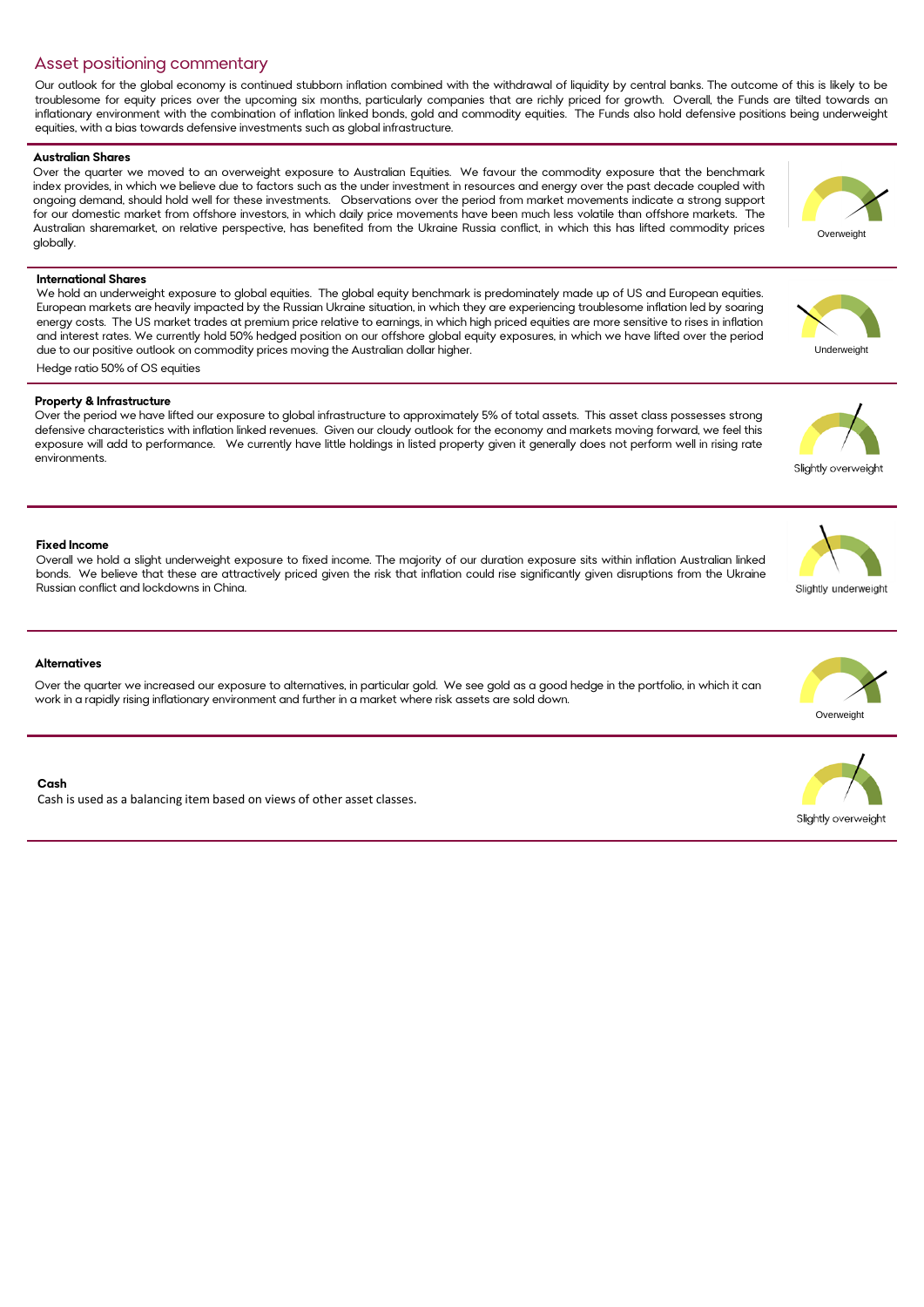## Asset positioning commentary

Our outlook for the global economy is continued stubborn inflation combined with the withdrawal of liquidity by central banks. The outcome of this is likely to be troublesome for equity prices over the upcoming six months, particularly companies that are richly priced for growth. Overall, the Funds are tilted towards an inflationary environment with the combination of inflation linked bonds, gold and commodity equities. The Funds also hold defensive positions being underweight equities, with a bias towards defensive investments such as global infrastructure.

### Australian Shares

Over the quarter we moved to an overweight exposure to Australian Equities. We favour the commodity exposure that the benchmark index provides, in which we believe due to factors such as the under investment in resources and energy over the past decade coupled with ongoing demand, should hold well for these investments. Observations over the period from market movements indicate a strong support for our domestic market from offshore investors, in which daily price movements have been much less volatile than offshore markets. The Australian sharemarket, on relative perspective, has benefited from the Ukraine Russia conflict, in which this has lifted commodity prices globally.

Overweight

### International Shares

We hold an underweight exposure to global equities. The global equity benchmark is predominately made up of US and European equities. European markets are heavily impacted by the Russian Ukraine situation, in which they are experiencing troublesome inflation led by soaring energy costs. The US market trades at premium price relative to earnings, in which high priced equities are more sensitive to rises in inflation and interest rates. We currently hold 50% hedged position on our offshore global equity exposures, in which we have lifted over the period due to our positive outlook on commodity prices moving the Australian dollar higher.

Hedge ratio 50% of OS equities

Underweight

### Property & Infrastructure

Over the period we have lifted our exposure to global infrastructure to approximately 5% of total assets. This asset class possesses strong defensive characteristics with inflation linked revenues. Given our cloudy outlook for the economy and markets moving forward, we feel this exposure will add to performance. We currently have little holdings in listed property given it generally does not perform well in rising rate environments.

Slightly overweight

### Fixed Income

Overall we hold a slight underweight exposure to fixed income. The majority of our duration exposure sits within inflation Australian linked bonds. We believe that these are attractively priced given the risk that inflation could rise significantly given disruptions from the Ukraine Russian conflict and lockdowns in China.

Slightly underweight

### Alternatives

Over the quarter we increased our exposure to alternatives, in particular gold. We see gold as a good hedge in the portfolio, in which it can work in a rapidly rising inflationary environment and further in a market where risk assets are sold down.

Overweight

### Cash

Cash is used as a balancing item based on views of other asset classes.

Slightly overweight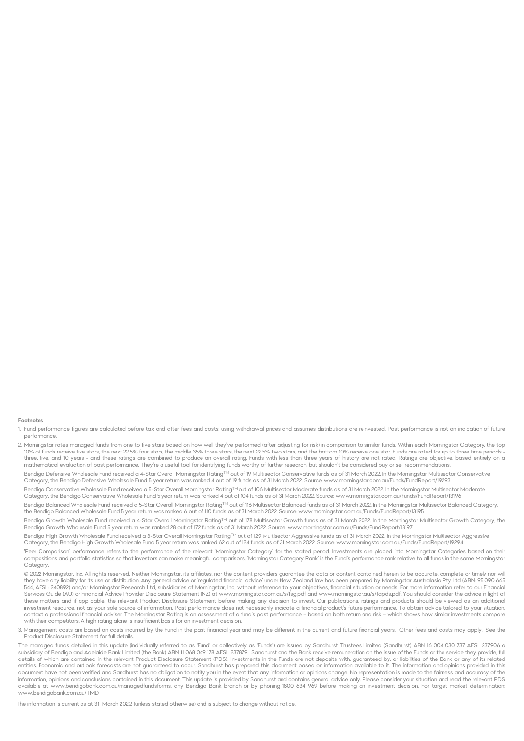**Footnotes**

1. Fund performance figures are calculated before tax and after fees and costs; using withdrawal prices and assumes distributions are reinvested. Past performance is not an indication of future performance.
2. Morningstar rates managed funds from one to five stars based on how well they've performed (after adjusting for risk) in comparison to similar funds. Within each Morningstar Category, the top 10% of funds receive five stars, the next 22.5% four stars, the middle 35% three stars, the next 22.5% two stars, and the bottom 10% receive one star. Funds are rated for up to three time periods - three, five, and 10 years - and these ratings are combined to produce an overall rating. Funds with less than three years of history are not rated. Ratings are objective, based entirely on a mathematical evaluation of past performance. They're a useful tool for identifying funds worthy of further research, but shouldn't be considered buy or sell recommendations.

   Bendigo Defensive Wholesale Fund received a 4-Star Overall Morningstar Rating™ out of 19 Multisector Conservative funds as of 31 March 2022. In the Morningstar Multisector Conservative Category, the Bendigo Defensive Wholesale Fund 5 year return was ranked 4 out of 19 funds as of 31 March 2022. Source: www.morningstar.com.au/Funds/FundReport/19293

   Bendigo Conservative Wholesale Fund received a 5-Star Overall Morningstar Rating™ out of 106 Multisector Moderate funds as of 31 March 2022. In the Morningstar Multisector Moderate Category, the Bendigo Conservative Wholesale Fund 5 year return was ranked 4 out of 104 funds as of 31 March 2022. Source: www.morningstar.com.au/Funds/FundReport/13196

   Bendigo Balanced Wholesale Fund received a 5-Star Overall Morningstar Rating™ out of 116 Multisector Balanced funds as of 31 March 2022. In the Morningstar Multisector Balanced Category, the Bendigo Balanced Wholesale Fund 5 year return was ranked 6 out of 110 funds as of 31 March 2022. Source: www.morningstar.com.au/Funds/FundReport/13195

   Bendigo Growth Wholesale Fund received a 4-Star Overall Morningstar Rating™ out of 178 Multisector Growth funds as of 31 March 2022. In the Morningstar Multisector Growth Category, the Bendigo Growth Wholesale Fund 5 year return was ranked 28 out of 172 funds as of 31 March 2022. Source: www.morningstar.com.au/Funds/FundReport/13197

   Bendigo High Growth Wholesale Fund received a 3-Star Overall Morningstar Rating™ out of 129 Multisector Aggressive funds as of 31 March 2022. In the Morningstar Multisector Aggressive Category, the Bendigo High Growth Wholesale Fund 5 year return was ranked 62 out of 124 funds as of 31 March 2022. Source: www.morningstar.com.au/Funds/FundReport/19294

   'Peer Comparison' performance refers to the performance of the relevant 'Morningstar Category' for the stated period. Investments are placed into Morningstar Categories based on their compositions and portfolio statistics so that investors can make meaningful comparisons. 'Morningstar Category Rank' is the Fund's performance rank relative to all funds in the same Morningstar Category.

   © 2022 Morningstar, Inc. All rights reserved. Neither Morningstar, its affiliates, nor the content providers guarantee the data or content contained herein to be accurate, complete or timely nor will they have any liability for its use or distribution. Any general advice or 'regulated financial advice' under New Zealand law has been prepared by Morningstar Australasia Pty Ltd (ABN: 95 090 665 544, AFSL: 240892) and/or Morningstar Research Ltd, subsidiaries of Morningstar, Inc, without reference to your objectives, financial situation or needs. For more information refer to our Financial Services Guide (AU) or Financial Advice Provider Disclosure Statement (NZ) at www.morningstar.com.au/s/fsg.pdf and www.morningstar.com.au/s/fapds.pdf. You should consider the advice in light of these matters and if applicable, the relevant Product Disclosure Statement before making any decision to invest. Our publications, ratings and products should be viewed as an additional investment resource, not as your sole source of information. Past performance does not necessarily indicate a financial product's future performance. To obtain advice tailored to your situation, contact a professional financial adviser. The Morningstar Rating is an assessment of a fund's past performance – based on both return and risk – which shows how similar investments compare with their competitors. A high rating alone is insufficient basis for an investment decision.
3. Management costs are based on costs incurred by the Fund in the past financial year and may be different in the current and future financial years. Other fees and costs may apply. See the Product Disclosure Statement for full details.

The managed funds detailed in this update (individually referred to as 'Fund' or collectively as 'Funds') are issued by Sandhurst Trustees Limited (Sandhurst) ABN 16 004 030 737 AFSL 237906 a subsidiary of Bendigo and Adelaide Bank Limited (the Bank) ABN 11 068 049 178 AFSL 237879. Sandhurst and the Bank receive remuneration on the issue of the Funds or the service they provide, full details of which are contained in the relevant Product Disclosure Statement (PDS). Investments in the Funds are not deposits with, guaranteed by, or liabilities of the Bank or any of its related entities. Economic and outlook forecasts are not guaranteed to occur. Sandhurst has prepared this document based on information available to it. The information and opinions provided in this document have not been verified and Sandhurst has no obligation to notify you in the event that any information or opinions change. No representation is made to the fairness and accuracy of the information, opinions and conclusions contained in this document. This update is provided by Sandhurst and contains general advice only. Please consider your situation and read the relevant PDS available at www.bendigobank.com.au/managedfundsforms, any Bendigo Bank branch or by phoning 1800 634 969 before making an investment decision. For target market determination: www.bendigobank.com.au/TMD

The information is current as at 31 March 2022 (unless stated otherwise) and is subject to change without notice.